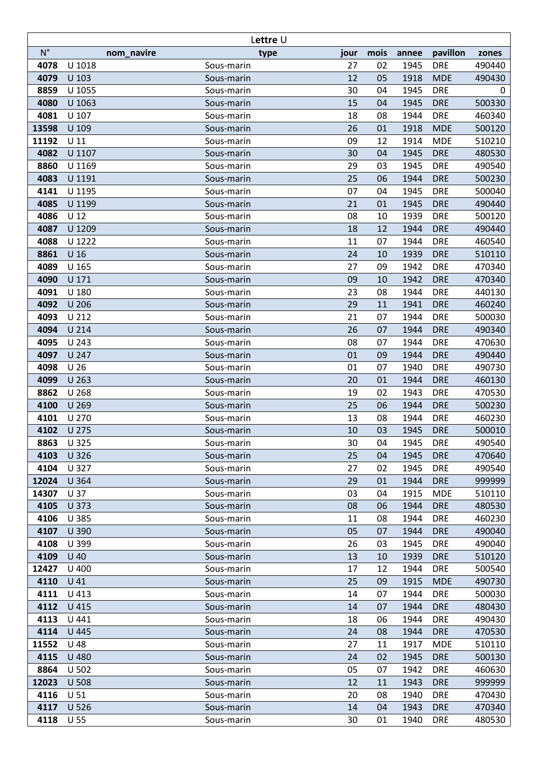| Lettre U | | | | | | | |
|---|---|---|---|---|---|---|---|
| N° | nom_navire | type | jour | mois | annee | pavillon | zones |
| **4078** | U 1018 | Sous-marin | 27 | 02 | 1945 | DRE | 490440 |
| **4079** | U 103 | Sous-marin | 12 | 05 | 1918 | MDE | 490430 |
| **8859** | U 1055 | Sous-marin | 30 | 04 | 1945 | DRE | 0 |
| **4080** | U 1063 | Sous-marin | 15 | 04 | 1945 | DRE | 500330 |
| **4081** | U 107 | Sous-marin | 18 | 08 | 1944 | DRE | 460340 |
| **13598** | U 109 | Sous-marin | 26 | 01 | 1918 | MDE | 500120 |
| **11192** | U 11 | Sous-marin | 09 | 12 | 1914 | MDE | 510210 |
| **4082** | U 1107 | Sous-marin | 30 | 04 | 1945 | DRE | 480530 |
| **8860** | U 1169 | Sous-marin | 29 | 03 | 1945 | DRE | 490540 |
| **4083** | U 1191 | Sous-marin | 25 | 06 | 1944 | DRE | 500230 |
| **4141** | U 1195 | Sous-marin | 07 | 04 | 1945 | DRE | 500040 |
| **4085** | U 1199 | Sous-marin | 21 | 01 | 1945 | DRE | 490440 |
| **4086** | U 12 | Sous-marin | 08 | 10 | 1939 | DRE | 500120 |
| **4087** | U 1209 | Sous-marin | 18 | 12 | 1944 | DRE | 490440 |
| **4088** | U 1222 | Sous-marin | 11 | 07 | 1944 | DRE | 460540 |
| **8861** | U 16 | Sous-marin | 24 | 10 | 1939 | DRE | 510110 |
| **4089** | U 165 | Sous-marin | 27 | 09 | 1942 | DRE | 470340 |
| **4090** | U 171 | Sous-marin | 09 | 10 | 1942 | DRE | 470340 |
| **4091** | U 180 | Sous-marin | 23 | 08 | 1944 | DRE | 440130 |
| **4092** | U 206 | Sous-marin | 29 | 11 | 1941 | DRE | 460240 |
| **4093** | U 212 | Sous-marin | 21 | 07 | 1944 | DRE | 500030 |
| **4094** | U 214 | Sous-marin | 26 | 07 | 1944 | DRE | 490340 |
| **4095** | U 243 | Sous-marin | 08 | 07 | 1944 | DRE | 470630 |
| **4097** | U 247 | Sous-marin | 01 | 09 | 1944 | DRE | 490440 |
| **4098** | U 26 | Sous-marin | 01 | 07 | 1940 | DRE | 490730 |
| **4099** | U 263 | Sous-marin | 20 | 01 | 1944 | DRE | 460130 |
| **8862** | U 268 | Sous-marin | 19 | 02 | 1943 | DRE | 470530 |
| **4100** | U 269 | Sous-marin | 25 | 06 | 1944 | DRE | 500230 |
| **4101** | U 270 | Sous-marin | 13 | 08 | 1944 | DRE | 460230 |
| **4102** | U 275 | Sous-marin | 10 | 03 | 1945 | DRE | 500010 |
| **8863** | U 325 | Sous-marin | 30 | 04 | 1945 | DRE | 490540 |
| **4103** | U 326 | Sous-marin | 25 | 04 | 1945 | DRE | 470640 |
| **4104** | U 327 | Sous-marin | 27 | 02 | 1945 | DRE | 490540 |
| **12024** | U 364 | Sous-marin | 29 | 01 | 1944 | DRE | 999999 |
| **14307** | U 37 | Sous-marin | 03 | 04 | 1915 | MDE | 510110 |
| **4105** | U 373 | Sous-marin | 08 | 06 | 1944 | DRE | 480530 |
| **4106** | U 385 | Sous-marin | 11 | 08 | 1944 | DRE | 460230 |
| **4107** | U 390 | Sous-marin | 05 | 07 | 1944 | DRE | 490040 |
| **4108** | U 399 | Sous-marin | 26 | 03 | 1945 | DRE | 490040 |
| **4109** | U 40 | Sous-marin | 13 | 10 | 1939 | DRE | 510120 |
| **12427** | U 400 | Sous-marin | 17 | 12 | 1944 | DRE | 500540 |
| **4110** | U 41 | Sous-marin | 25 | 09 | 1915 | MDE | 490730 |
| **4111** | U 413 | Sous-marin | 14 | 07 | 1944 | DRE | 500030 |
| **4112** | U 415 | Sous-marin | 14 | 07 | 1944 | DRE | 480430 |
| **4113** | U 441 | Sous-marin | 18 | 06 | 1944 | DRE | 490430 |
| **4114** | U 445 | Sous-marin | 24 | 08 | 1944 | DRE | 470530 |
| **11552** | U 48 | Sous-marin | 27 | 11 | 1917 | MDE | 510110 |
| **4115** | U 480 | Sous-marin | 24 | 02 | 1945 | DRE | 500130 |
| **8864** | U 502 | Sous-marin | 05 | 07 | 1942 | DRE | 460630 |
| **12023** | U 508 | Sous-marin | 12 | 11 | 1943 | DRE | 999999 |
| **4116** | U 51 | Sous-marin | 20 | 08 | 1940 | DRE | 470430 |
| **4117** | U 526 | Sous-marin | 14 | 04 | 1943 | DRE | 470340 |
| **4118** | U 55 | Sous-marin | 30 | 01 | 1940 | DRE | 480530 |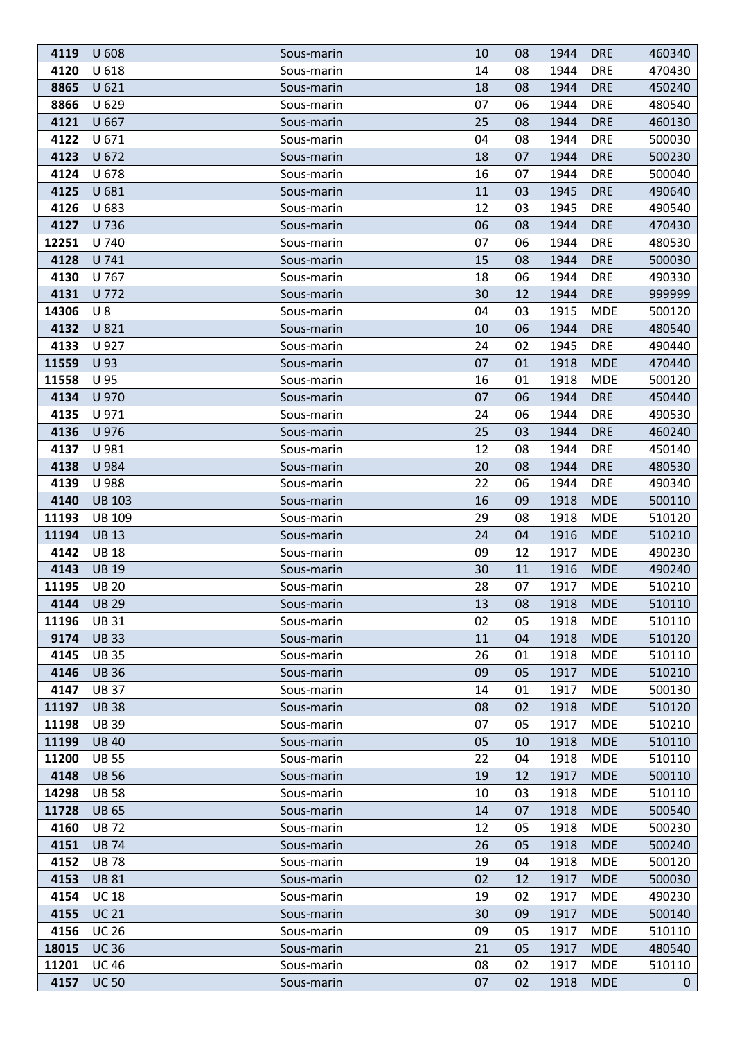| | | | | | | | |
|---|---|---|---|---|---|---|---|
| **4119** | U 608 | Sous-marin | 10 | 08 | 1944 | DRE | 460340 |
| **4120** | U 618 | Sous-marin | 14 | 08 | 1944 | DRE | 470430 |
| **8865** | U 621 | Sous-marin | 18 | 08 | 1944 | DRE | 450240 |
| **8866** | U 629 | Sous-marin | 07 | 06 | 1944 | DRE | 480540 |
| **4121** | U 667 | Sous-marin | 25 | 08 | 1944 | DRE | 460130 |
| **4122** | U 671 | Sous-marin | 04 | 08 | 1944 | DRE | 500030 |
| **4123** | U 672 | Sous-marin | 18 | 07 | 1944 | DRE | 500230 |
| **4124** | U 678 | Sous-marin | 16 | 07 | 1944 | DRE | 500040 |
| **4125** | U 681 | Sous-marin | 11 | 03 | 1945 | DRE | 490640 |
| **4126** | U 683 | Sous-marin | 12 | 03 | 1945 | DRE | 490540 |
| **4127** | U 736 | Sous-marin | 06 | 08 | 1944 | DRE | 470430 |
| **12251** | U 740 | Sous-marin | 07 | 06 | 1944 | DRE | 480530 |
| **4128** | U 741 | Sous-marin | 15 | 08 | 1944 | DRE | 500030 |
| **4130** | U 767 | Sous-marin | 18 | 06 | 1944 | DRE | 490330 |
| **4131** | U 772 | Sous-marin | 30 | 12 | 1944 | DRE | 999999 |
| **14306** | U 8 | Sous-marin | 04 | 03 | 1915 | MDE | 500120 |
| **4132** | U 821 | Sous-marin | 10 | 06 | 1944 | DRE | 480540 |
| **4133** | U 927 | Sous-marin | 24 | 02 | 1945 | DRE | 490440 |
| **11559** | U 93 | Sous-marin | 07 | 01 | 1918 | MDE | 470440 |
| **11558** | U 95 | Sous-marin | 16 | 01 | 1918 | MDE | 500120 |
| **4134** | U 970 | Sous-marin | 07 | 06 | 1944 | DRE | 450440 |
| **4135** | U 971 | Sous-marin | 24 | 06 | 1944 | DRE | 490530 |
| **4136** | U 976 | Sous-marin | 25 | 03 | 1944 | DRE | 460240 |
| **4137** | U 981 | Sous-marin | 12 | 08 | 1944 | DRE | 450140 |
| **4138** | U 984 | Sous-marin | 20 | 08 | 1944 | DRE | 480530 |
| **4139** | U 988 | Sous-marin | 22 | 06 | 1944 | DRE | 490340 |
| **4140** | UB 103 | Sous-marin | 16 | 09 | 1918 | MDE | 500110 |
| **11193** | UB 109 | Sous-marin | 29 | 08 | 1918 | MDE | 510120 |
| **11194** | UB 13 | Sous-marin | 24 | 04 | 1916 | MDE | 510210 |
| **4142** | UB 18 | Sous-marin | 09 | 12 | 1917 | MDE | 490230 |
| **4143** | UB 19 | Sous-marin | 30 | 11 | 1916 | MDE | 490240 |
| **11195** | UB 20 | Sous-marin | 28 | 07 | 1917 | MDE | 510210 |
| **4144** | UB 29 | Sous-marin | 13 | 08 | 1918 | MDE | 510110 |
| **11196** | UB 31 | Sous-marin | 02 | 05 | 1918 | MDE | 510110 |
| **9174** | UB 33 | Sous-marin | 11 | 04 | 1918 | MDE | 510120 |
| **4145** | UB 35 | Sous-marin | 26 | 01 | 1918 | MDE | 510110 |
| **4146** | UB 36 | Sous-marin | 09 | 05 | 1917 | MDE | 510210 |
| **4147** | UB 37 | Sous-marin | 14 | 01 | 1917 | MDE | 500130 |
| **11197** | UB 38 | Sous-marin | 08 | 02 | 1918 | MDE | 510120 |
| **11198** | UB 39 | Sous-marin | 07 | 05 | 1917 | MDE | 510210 |
| **11199** | UB 40 | Sous-marin | 05 | 10 | 1918 | MDE | 510110 |
| **11200** | UB 55 | Sous-marin | 22 | 04 | 1918 | MDE | 510110 |
| **4148** | UB 56 | Sous-marin | 19 | 12 | 1917 | MDE | 500110 |
| **14298** | UB 58 | Sous-marin | 10 | 03 | 1918 | MDE | 510110 |
| **11728** | UB 65 | Sous-marin | 14 | 07 | 1918 | MDE | 500540 |
| **4160** | UB 72 | Sous-marin | 12 | 05 | 1918 | MDE | 500230 |
| **4151** | UB 74 | Sous-marin | 26 | 05 | 1918 | MDE | 500240 |
| **4152** | UB 78 | Sous-marin | 19 | 04 | 1918 | MDE | 500120 |
| **4153** | UB 81 | Sous-marin | 02 | 12 | 1917 | MDE | 500030 |
| **4154** | UC 18 | Sous-marin | 19 | 02 | 1917 | MDE | 490230 |
| **4155** | UC 21 | Sous-marin | 30 | 09 | 1917 | MDE | 500140 |
| **4156** | UC 26 | Sous-marin | 09 | 05 | 1917 | MDE | 510110 |
| **18015** | UC 36 | Sous-marin | 21 | 05 | 1917 | MDE | 480540 |
| **11201** | UC 46 | Sous-marin | 08 | 02 | 1917 | MDE | 510110 |
| **4157** | UC 50 | Sous-marin | 07 | 02 | 1918 | MDE | 0 |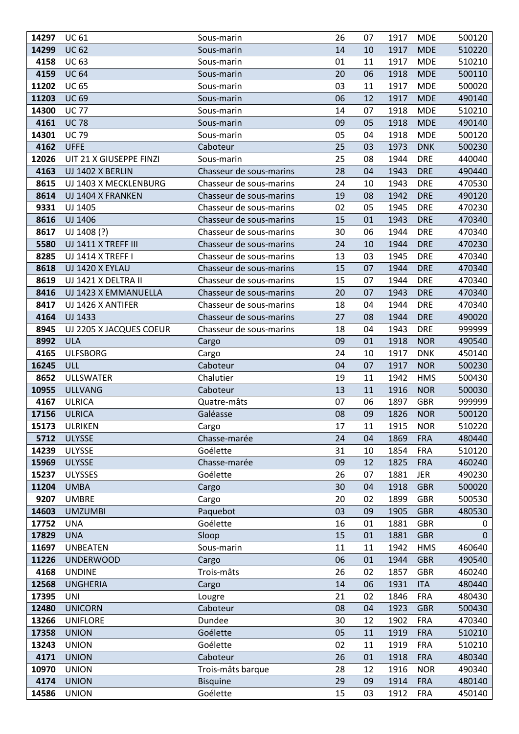| | | | | | | | |
|---|---|---|---|---|---|---|---|
| **14297** | UC 61 | Sous-marin | 26 | 07 | 1917 | MDE | 500120 |
| **14299** | UC 62 | Sous-marin | 14 | 10 | 1917 | MDE | 510220 |
| **4158** | UC 63 | Sous-marin | 01 | 11 | 1917 | MDE | 510210 |
| **4159** | UC 64 | Sous-marin | 20 | 06 | 1918 | MDE | 500110 |
| **11202** | UC 65 | Sous-marin | 03 | 11 | 1917 | MDE | 500020 |
| **11203** | UC 69 | Sous-marin | 06 | 12 | 1917 | MDE | 490140 |
| **14300** | UC 77 | Sous-marin | 14 | 07 | 1918 | MDE | 510210 |
| **4161** | UC 78 | Sous-marin | 09 | 05 | 1918 | MDE | 490140 |
| **14301** | UC 79 | Sous-marin | 05 | 04 | 1918 | MDE | 500120 |
| **4162** | UFFE | Caboteur | 25 | 03 | 1973 | DNK | 500230 |
| **12026** | UIT 21 X GIUSEPPE FINZI | Sous-marin | 25 | 08 | 1944 | DRE | 440040 |
| **4163** | UJ 1402 X BERLIN | Chasseur de sous-marins | 28 | 04 | 1943 | DRE | 490440 |
| **8615** | UJ 1403 X MECKLENBURG | Chasseur de sous-marins | 24 | 10 | 1943 | DRE | 470530 |
| **8614** | UJ 1404 X FRANKEN | Chasseur de sous-marins | 19 | 08 | 1942 | DRE | 490120 |
| **9331** | UJ 1405 | Chasseur de sous-marins | 02 | 05 | 1945 | DRE | 470230 |
| **8616** | UJ 1406 | Chasseur de sous-marins | 15 | 01 | 1943 | DRE | 470340 |
| **8617** | UJ 1408 (?) | Chasseur de sous-marins | 30 | 06 | 1944 | DRE | 470340 |
| **5580** | UJ 1411 X TREFF III | Chasseur de sous-marins | 24 | 10 | 1944 | DRE | 470230 |
| **8285** | UJ 1414 X TREFF I | Chasseur de sous-marins | 13 | 03 | 1945 | DRE | 470340 |
| **8618** | UJ 1420 X EYLAU | Chasseur de sous-marins | 15 | 07 | 1944 | DRE | 470340 |
| **8619** | UJ 1421 X DELTRA II | Chasseur de sous-marins | 15 | 07 | 1944 | DRE | 470340 |
| **8416** | UJ 1423 X EMMANUELLA | Chasseur de sous-marins | 20 | 07 | 1943 | DRE | 470340 |
| **8417** | UJ 1426 X ANTIFER | Chasseur de sous-marins | 18 | 04 | 1944 | DRE | 470340 |
| **4164** | UJ 1433 | Chasseur de sous-marins | 27 | 08 | 1944 | DRE | 490020 |
| **8945** | UJ 2205 X JACQUES COEUR | Chasseur de sous-marins | 18 | 04 | 1943 | DRE | 999999 |
| **8992** | ULA | Cargo | 09 | 01 | 1918 | NOR | 490540 |
| **4165** | ULFSBORG | Cargo | 24 | 10 | 1917 | DNK | 450140 |
| **16245** | ULL | Caboteur | 04 | 07 | 1917 | NOR | 500230 |
| **8652** | ULLSWATER | Chalutier | 19 | 11 | 1942 | HMS | 500430 |
| **10955** | ULLVANG | Caboteur | 13 | 11 | 1916 | NOR | 500030 |
| **4167** | ULRICA | Quatre-mâts | 07 | 06 | 1897 | GBR | 999999 |
| **17156** | ULRICA | Galéasse | 08 | 09 | 1826 | NOR | 500120 |
| **15173** | ULRIKEN | Cargo | 17 | 11 | 1915 | NOR | 510220 |
| **5712** | ULYSSE | Chasse-marée | 24 | 04 | 1869 | FRA | 480440 |
| **14239** | ULYSSE | Goélette | 31 | 10 | 1854 | FRA | 510120 |
| **15969** | ULYSSE | Chasse-marée | 09 | 12 | 1825 | FRA | 460240 |
| **15237** | ULYSSES | Goélette | 26 | 07 | 1881 | JER | 490230 |
| **11204** | UMBA | Cargo | 30 | 04 | 1918 | GBR | 500020 |
| **9207** | UMBRE | Cargo | 20 | 02 | 1899 | GBR | 500530 |
| **14603** | UMZUMBI | Paquebot | 03 | 09 | 1905 | GBR | 480530 |
| **17752** | UNA | Goélette | 16 | 01 | 1881 | GBR | 0 |
| **17829** | UNA | Sloop | 15 | 01 | 1881 | GBR | 0 |
| **11697** | UNBEATEN | Sous-marin | 11 | 11 | 1942 | HMS | 460640 |
| **11226** | UNDERWOOD | Cargo | 06 | 01 | 1944 | GBR | 490540 |
| **4168** | UNDINE | Trois-mâts | 26 | 02 | 1857 | GBR | 460240 |
| **12568** | UNGHERIA | Cargo | 14 | 06 | 1931 | ITA | 480440 |
| **17395** | UNI | Lougre | 21 | 02 | 1846 | FRA | 480430 |
| **12480** | UNICORN | Caboteur | 08 | 04 | 1923 | GBR | 500430 |
| **13266** | UNIFLORE | Dundee | 30 | 12 | 1902 | FRA | 470340 |
| **17358** | UNION | Goélette | 05 | 11 | 1919 | FRA | 510210 |
| **13243** | UNION | Goélette | 02 | 11 | 1919 | FRA | 510210 |
| **4171** | UNION | Caboteur | 26 | 01 | 1918 | FRA | 480340 |
| **10970** | UNION | Trois-mâts barque | 28 | 12 | 1916 | NOR | 490340 |
| **4174** | UNION | Bisquine | 29 | 09 | 1914 | FRA | 480140 |
| **14586** | UNION | Goélette | 15 | 03 | 1912 | FRA | 450140 |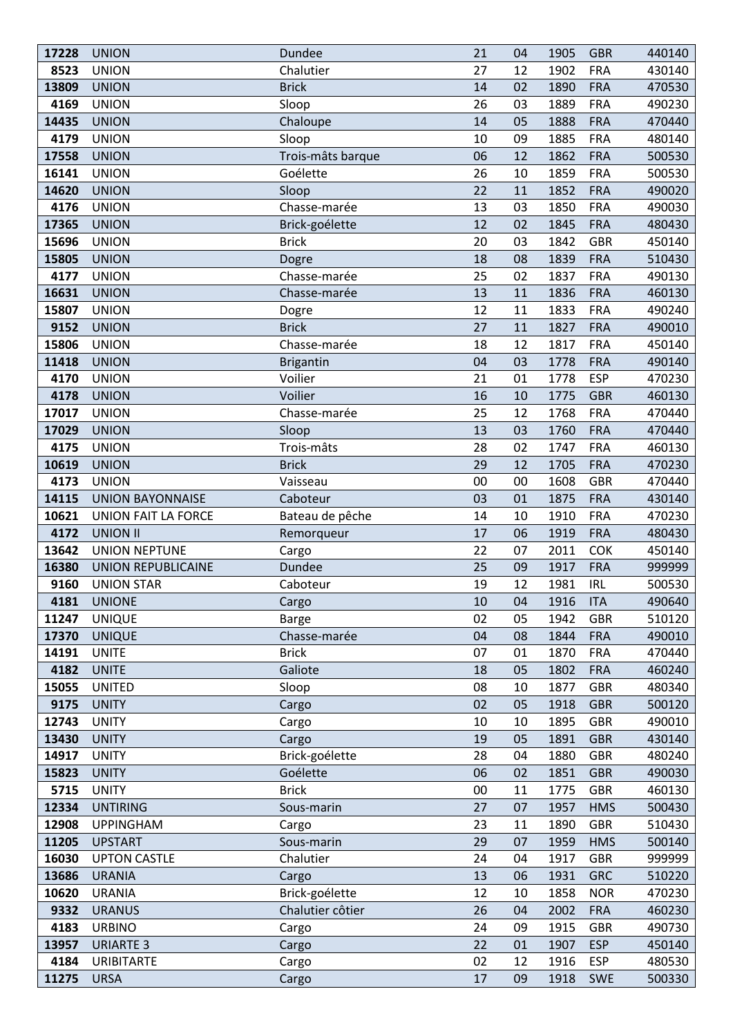| 17228 | UNION | Dundee | 21 | 04 | 1905 | GBR | 440140 |
|---|---|---|---|---|---|---|---|
| 8523 | UNION | Chalutier | 27 | 12 | 1902 | FRA | 430140 |
| 13809 | UNION | Brick | 14 | 02 | 1890 | FRA | 470530 |
| 4169 | UNION | Sloop | 26 | 03 | 1889 | FRA | 490230 |
| 14435 | UNION | Chaloupe | 14 | 05 | 1888 | FRA | 470440 |
| 4179 | UNION | Sloop | 10 | 09 | 1885 | FRA | 480140 |
| 17558 | UNION | Trois-mâts barque | 06 | 12 | 1862 | FRA | 500530 |
| 16141 | UNION | Goélette | 26 | 10 | 1859 | FRA | 500530 |
| 14620 | UNION | Sloop | 22 | 11 | 1852 | FRA | 490020 |
| 4176 | UNION | Chasse-marée | 13 | 03 | 1850 | FRA | 490030 |
| 17365 | UNION | Brick-goélette | 12 | 02 | 1845 | FRA | 480430 |
| 15696 | UNION | Brick | 20 | 03 | 1842 | GBR | 450140 |
| 15805 | UNION | Dogre | 18 | 08 | 1839 | FRA | 510430 |
| 4177 | UNION | Chasse-marée | 25 | 02 | 1837 | FRA | 490130 |
| 16631 | UNION | Chasse-marée | 13 | 11 | 1836 | FRA | 460130 |
| 15807 | UNION | Dogre | 12 | 11 | 1833 | FRA | 490240 |
| 9152 | UNION | Brick | 27 | 11 | 1827 | FRA | 490010 |
| 15806 | UNION | Chasse-marée | 18 | 12 | 1817 | FRA | 450140 |
| 11418 | UNION | Brigantin | 04 | 03 | 1778 | FRA | 490140 |
| 4170 | UNION | Voilier | 21 | 01 | 1778 | ESP | 470230 |
| 4178 | UNION | Voilier | 16 | 10 | 1775 | GBR | 460130 |
| 17017 | UNION | Chasse-marée | 25 | 12 | 1768 | FRA | 470440 |
| 17029 | UNION | Sloop | 13 | 03 | 1760 | FRA | 470440 |
| 4175 | UNION | Trois-mâts | 28 | 02 | 1747 | FRA | 460130 |
| 10619 | UNION | Brick | 29 | 12 | 1705 | FRA | 470230 |
| 4173 | UNION | Vaisseau | 00 | 00 | 1608 | GBR | 470440 |
| 14115 | UNION BAYONNAISE | Caboteur | 03 | 01 | 1875 | FRA | 430140 |
| 10621 | UNION FAIT LA FORCE | Bateau de pêche | 14 | 10 | 1910 | FRA | 470230 |
| 4172 | UNION II | Remorqueur | 17 | 06 | 1919 | FRA | 480430 |
| 13642 | UNION NEPTUNE | Cargo | 22 | 07 | 2011 | COK | 450140 |
| 16380 | UNION REPUBLICAINE | Dundee | 25 | 09 | 1917 | FRA | 999999 |
| 9160 | UNION STAR | Caboteur | 19 | 12 | 1981 | IRL | 500530 |
| 4181 | UNIONE | Cargo | 10 | 04 | 1916 | ITA | 490640 |
| 11247 | UNIQUE | Barge | 02 | 05 | 1942 | GBR | 510120 |
| 17370 | UNIQUE | Chasse-marée | 04 | 08 | 1844 | FRA | 490010 |
| 14191 | UNITE | Brick | 07 | 01 | 1870 | FRA | 470440 |
| 4182 | UNITE | Galiote | 18 | 05 | 1802 | FRA | 460240 |
| 15055 | UNITED | Sloop | 08 | 10 | 1877 | GBR | 480340 |
| 9175 | UNITY | Cargo | 02 | 05 | 1918 | GBR | 500120 |
| 12743 | UNITY | Cargo | 10 | 10 | 1895 | GBR | 490010 |
| 13430 | UNITY | Cargo | 19 | 05 | 1891 | GBR | 430140 |
| 14917 | UNITY | Brick-goélette | 28 | 04 | 1880 | GBR | 480240 |
| 15823 | UNITY | Goélette | 06 | 02 | 1851 | GBR | 490030 |
| 5715 | UNITY | Brick | 00 | 11 | 1775 | GBR | 460130 |
| 12334 | UNTIRING | Sous-marin | 27 | 07 | 1957 | HMS | 500430 |
| 12908 | UPPINGHAM | Cargo | 23 | 11 | 1890 | GBR | 510430 |
| 11205 | UPSTART | Sous-marin | 29 | 07 | 1959 | HMS | 500140 |
| 16030 | UPTON CASTLE | Chalutier | 24 | 04 | 1917 | GBR | 999999 |
| 13686 | URANIA | Cargo | 13 | 06 | 1931 | GRC | 510220 |
| 10620 | URANIA | Brick-goélette | 12 | 10 | 1858 | NOR | 470230 |
| 9332 | URANUS | Chalutier côtier | 26 | 04 | 2002 | FRA | 460230 |
| 4183 | URBINO | Cargo | 24 | 09 | 1915 | GBR | 490730 |
| 13957 | URIARTE 3 | Cargo | 22 | 01 | 1907 | ESP | 450140 |
| 4184 | URIBITARTE | Cargo | 02 | 12 | 1916 | ESP | 480530 |
| 11275 | URSA | Cargo | 17 | 09 | 1918 | SWE | 500330 |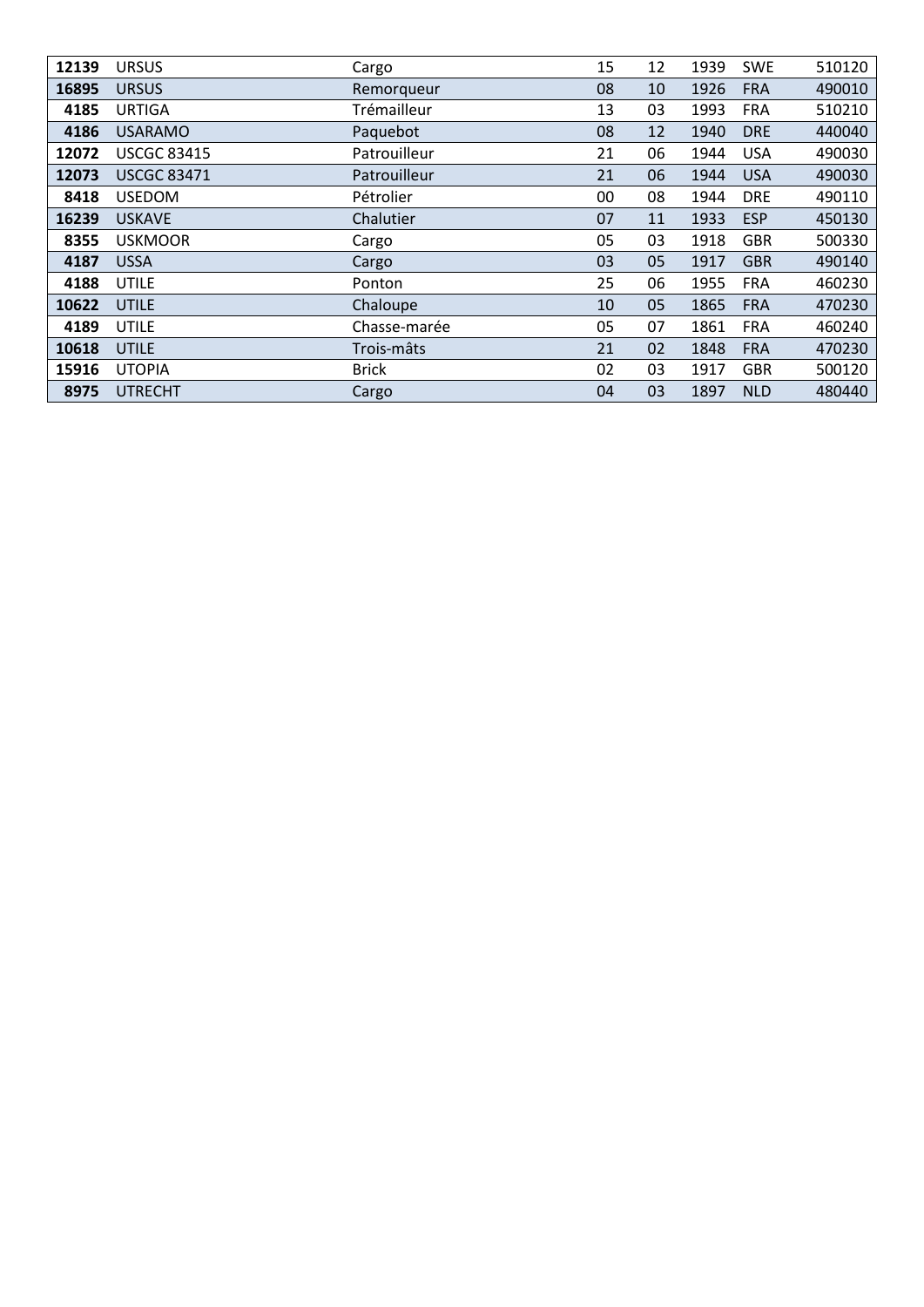| | | | | | | | |
|---|---|---|---|---|---|---|---|
| **12139** | URSUS | Cargo | 15 | 12 | 1939 | SWE | 510120 |
| **16895** | URSUS | Remorqueur | 08 | 10 | 1926 | FRA | 490010 |
| **4185** | URTIGA | Trémailleur | 13 | 03 | 1993 | FRA | 510210 |
| **4186** | USARAMO | Paquebot | 08 | 12 | 1940 | DRE | 440040 |
| **12072** | USCGC 83415 | Patrouilleur | 21 | 06 | 1944 | USA | 490030 |
| **12073** | USCGC 83471 | Patrouilleur | 21 | 06 | 1944 | USA | 490030 |
| **8418** | USEDOM | Pétrolier | 00 | 08 | 1944 | DRE | 490110 |
| **16239** | USKAVE | Chalutier | 07 | 11 | 1933 | ESP | 450130 |
| **8355** | USKMOOR | Cargo | 05 | 03 | 1918 | GBR | 500330 |
| **4187** | USSA | Cargo | 03 | 05 | 1917 | GBR | 490140 |
| **4188** | UTILE | Ponton | 25 | 06 | 1955 | FRA | 460230 |
| **10622** | UTILE | Chaloupe | 10 | 05 | 1865 | FRA | 470230 |
| **4189** | UTILE | Chasse-marée | 05 | 07 | 1861 | FRA | 460240 |
| **10618** | UTILE | Trois-mâts | 21 | 02 | 1848 | FRA | 470230 |
| **15916** | UTOPIA | Brick | 02 | 03 | 1917 | GBR | 500120 |
| **8975** | UTRECHT | Cargo | 04 | 03 | 1897 | NLD | 480440 |